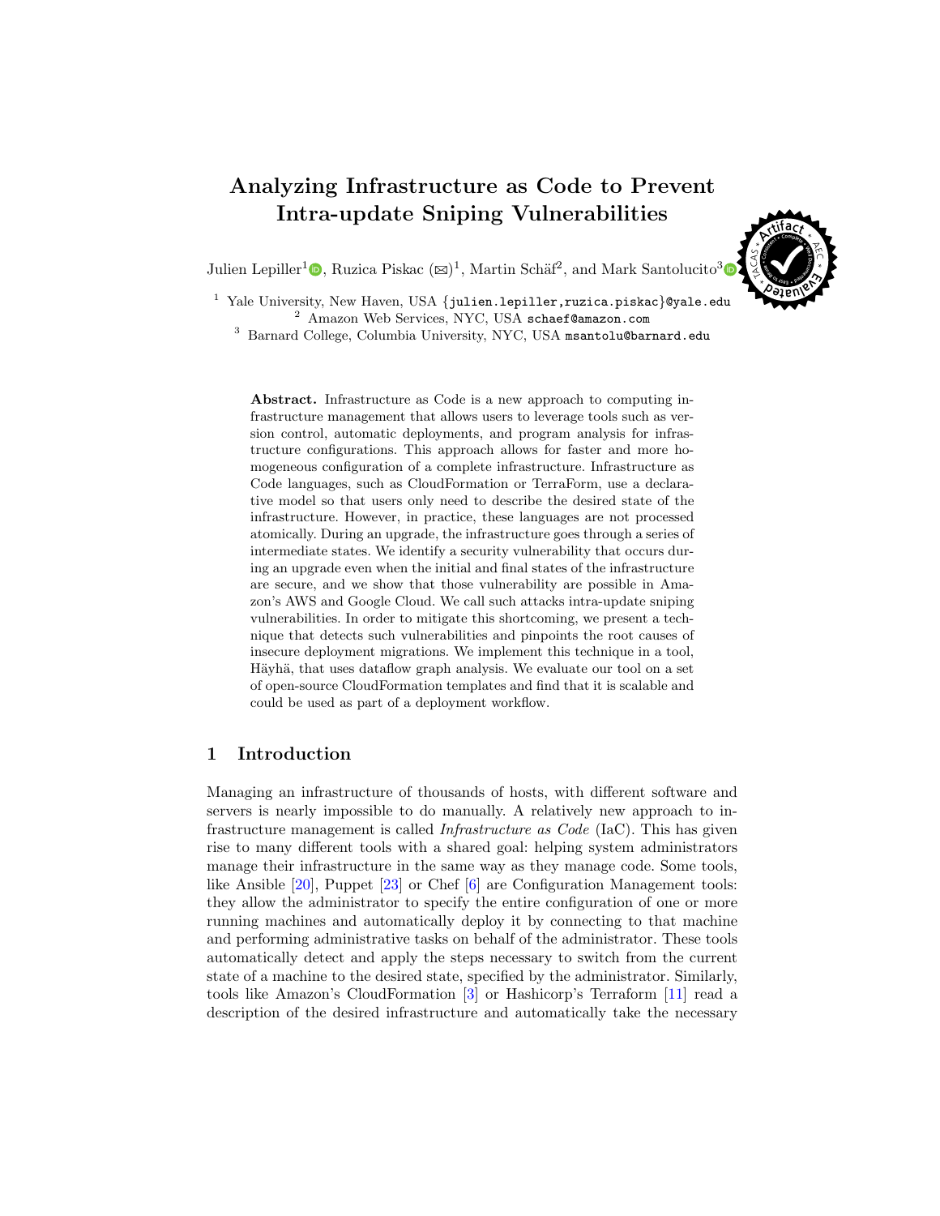# Analyzing Infrastructure as Code to Prevent Intra-update Sniping Vulnerabilities

Julien Lepiller[1], Ruzica Piskac (✉)[1], Martin Schäf[2], and Mark Santolucito[3]

[1] Yale University, New Haven, USA {julien.lepiller,ruzica.piskac}@yale.edu
[2] Amazon Web Services, NYC, USA schaef@amazon.com
[3] Barnard College, Columbia University, NYC, USA msantolu@barnard.edu

**Abstract.** Infrastructure as Code is a new approach to computing infrastructure management that allows users to leverage tools such as version control, automatic deployments, and program analysis for infrastructure configurations. This approach allows for faster and more homogeneous configuration of a complete infrastructure. Infrastructure as Code languages, such as CloudFormation or TerraForm, use a declarative model so that users only need to describe the desired state of the infrastructure. However, in practice, these languages are not processed atomically. During an upgrade, the infrastructure goes through a series of intermediate states. We identify a security vulnerability that occurs during an upgrade even when the initial and final states of the infrastructure are secure, and we show that those vulnerability are possible in Amazon's AWS and Google Cloud. We call such attacks intra-update sniping vulnerabilities. In order to mitigate this shortcoming, we present a technique that detects such vulnerabilities and pinpoints the root causes of insecure deployment migrations. We implement this technique in a tool, Häyhä, that uses dataflow graph analysis. We evaluate our tool on a set of open-source CloudFormation templates and find that it is scalable and could be used as part of a deployment workflow.

## 1 Introduction

Managing an infrastructure of thousands of hosts, with different software and servers is nearly impossible to do manually. A relatively new approach to infrastructure management is called *Infrastructure as Code* (IaC). This has given rise to many different tools with a shared goal: helping system administrators manage their infrastructure in the same way as they manage code. Some tools, like Ansible [20], Puppet [23] or Chef [6] are Configuration Management tools: they allow the administrator to specify the entire configuration of one or more running machines and automatically deploy it by connecting to that machine and performing administrative tasks on behalf of the administrator. These tools automatically detect and apply the steps necessary to switch from the current state of a machine to the desired state, specified by the administrator. Similarly, tools like Amazon's CloudFormation [3] or Hashicorp's Terraform [11] read a description of the desired infrastructure and automatically take the necessary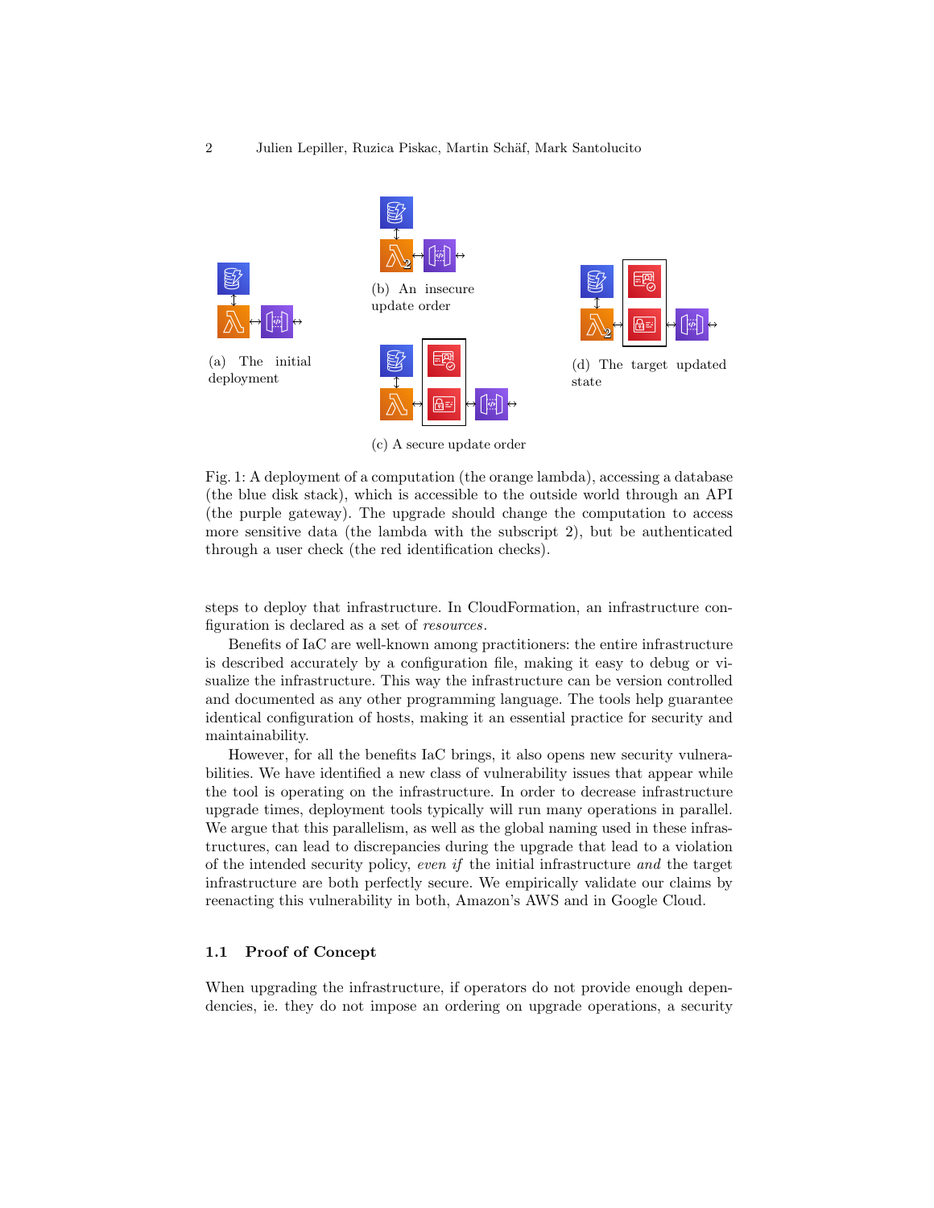(a) The initial deployment

(b) An insecure update order

(c) A secure update order

(d) The target updated state

Fig. 1: A deployment of a computation (the orange lambda), accessing a database (the blue disk stack), which is accessible to the outside world through an API (the purple gateway). The upgrade should change the computation to access more sensitive data (the lambda with the subscript 2), but be authenticated through a user check (the red identification checks).

steps to deploy that infrastructure. In CloudFormation, an infrastructure configuration is declared as a set of *resources*.

Benefits of IaC are well-known among practitioners: the entire infrastructure is described accurately by a configuration file, making it easy to debug or visualize the infrastructure. This way the infrastructure can be version controlled and documented as any other programming language. The tools help guarantee identical configuration of hosts, making it an essential practice for security and maintainability.

However, for all the benefits IaC brings, it also opens new security vulnerabilities. We have identified a new class of vulnerability issues that appear while the tool is operating on the infrastructure. In order to decrease infrastructure upgrade times, deployment tools typically will run many operations in parallel. We argue that this parallelism, as well as the global naming used in these infrastructures, can lead to discrepancies during the upgrade that lead to a violation of the intended security policy, *even if* the initial infrastructure *and* the target infrastructure are both perfectly secure. We empirically validate our claims by reenacting this vulnerability in both, Amazon's AWS and in Google Cloud.

### 1.1 Proof of Concept

When upgrading the infrastructure, if operators do not provide enough dependencies, ie. they do not impose an ordering on upgrade operations, a security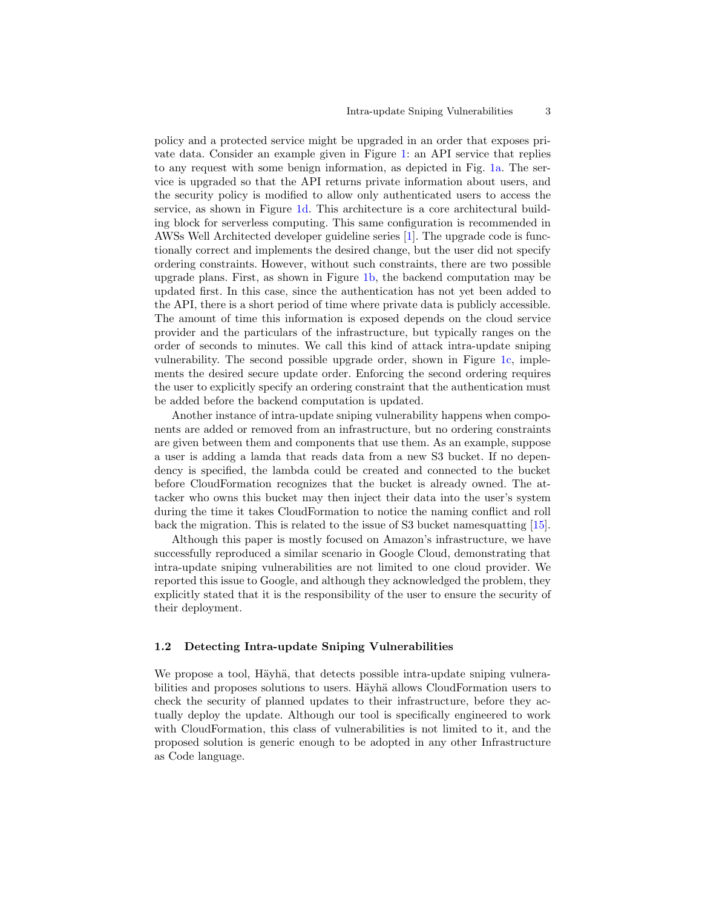policy and a protected service might be upgraded in an order that exposes private data. Consider an example given in Figure 1: an API service that replies to any request with some benign information, as depicted in Fig. 1a. The service is upgraded so that the API returns private information about users, and the security policy is modified to allow only authenticated users to access the service, as shown in Figure 1d. This architecture is a core architectural building block for serverless computing. This same configuration is recommended in AWSs Well Architected developer guideline series [1]. The upgrade code is functionally correct and implements the desired change, but the user did not specify ordering constraints. However, without such constraints, there are two possible upgrade plans. First, as shown in Figure 1b, the backend computation may be updated first. In this case, since the authentication has not yet been added to the API, there is a short period of time where private data is publicly accessible. The amount of time this information is exposed depends on the cloud service provider and the particulars of the infrastructure, but typically ranges on the order of seconds to minutes. We call this kind of attack intra-update sniping vulnerability. The second possible upgrade order, shown in Figure 1c, implements the desired secure update order. Enforcing the second ordering requires the user to explicitly specify an ordering constraint that the authentication must be added before the backend computation is updated.

Another instance of intra-update sniping vulnerability happens when components are added or removed from an infrastructure, but no ordering constraints are given between them and components that use them. As an example, suppose a user is adding a lamda that reads data from a new S3 bucket. If no dependency is specified, the lambda could be created and connected to the bucket before CloudFormation recognizes that the bucket is already owned. The attacker who owns this bucket may then inject their data into the user's system during the time it takes CloudFormation to notice the naming conflict and roll back the migration. This is related to the issue of S3 bucket namesquatting [15].

Although this paper is mostly focused on Amazon's infrastructure, we have successfully reproduced a similar scenario in Google Cloud, demonstrating that intra-update sniping vulnerabilities are not limited to one cloud provider. We reported this issue to Google, and although they acknowledged the problem, they explicitly stated that it is the responsibility of the user to ensure the security of their deployment.

### 1.2 Detecting Intra-update Sniping Vulnerabilities

We propose a tool, Häyhä, that detects possible intra-update sniping vulnerabilities and proposes solutions to users. Häyhä allows CloudFormation users to check the security of planned updates to their infrastructure, before they actually deploy the update. Although our tool is specifically engineered to work with CloudFormation, this class of vulnerabilities is not limited to it, and the proposed solution is generic enough to be adopted in any other Infrastructure as Code language.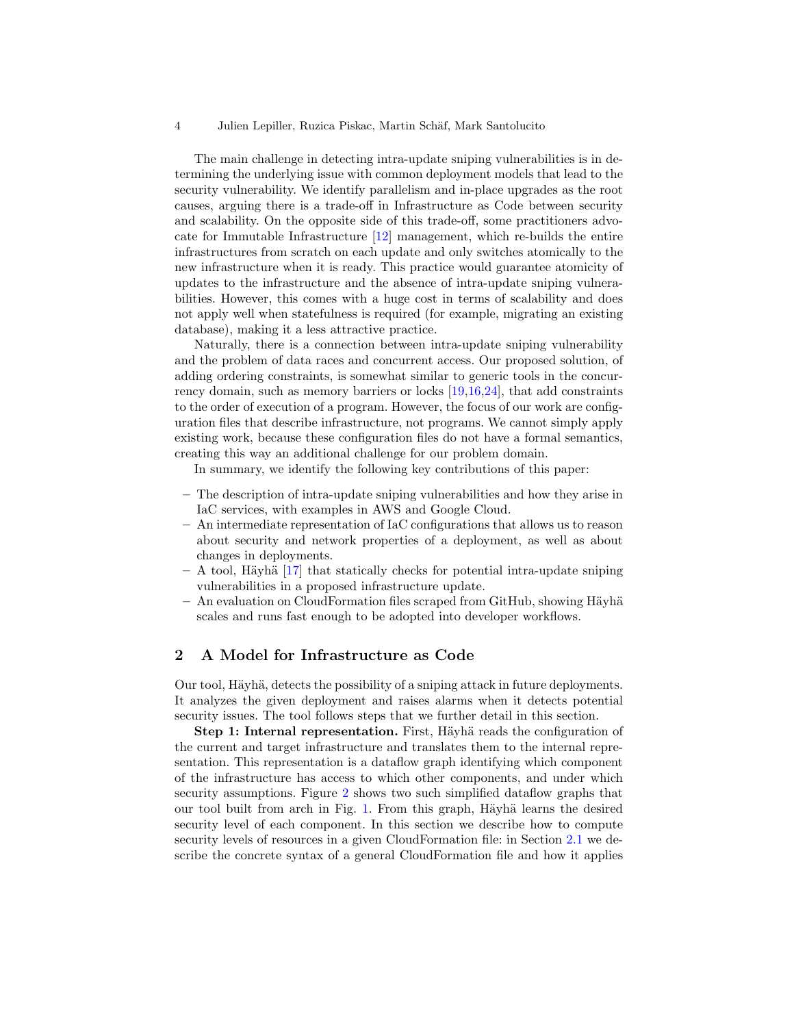The main challenge in detecting intra-update sniping vulnerabilities is in determining the underlying issue with common deployment models that lead to the security vulnerability. We identify parallelism and in-place upgrades as the root causes, arguing there is a trade-off in Infrastructure as Code between security and scalability. On the opposite side of this trade-off, some practitioners advocate for Immutable Infrastructure [12] management, which re-builds the entire infrastructures from scratch on each update and only switches atomically to the new infrastructure when it is ready. This practice would guarantee atomicity of updates to the infrastructure and the absence of intra-update sniping vulnerabilities. However, this comes with a huge cost in terms of scalability and does not apply well when statefulness is required (for example, migrating an existing database), making it a less attractive practice.

Naturally, there is a connection between intra-update sniping vulnerability and the problem of data races and concurrent access. Our proposed solution, of adding ordering constraints, is somewhat similar to generic tools in the concurrency domain, such as memory barriers or locks [19,16,24], that add constraints to the order of execution of a program. However, the focus of our work are configuration files that describe infrastructure, not programs. We cannot simply apply existing work, because these configuration files do not have a formal semantics, creating this way an additional challenge for our problem domain.

In summary, we identify the following key contributions of this paper:

- The description of intra-update sniping vulnerabilities and how they arise in IaC services, with examples in AWS and Google Cloud.
- An intermediate representation of IaC configurations that allows us to reason about security and network properties of a deployment, as well as about changes in deployments.
- A tool, Häyhä [17] that statically checks for potential intra-update sniping vulnerabilities in a proposed infrastructure update.
- An evaluation on CloudFormation files scraped from GitHub, showing Häyhä scales and runs fast enough to be adopted into developer workflows.

## 2 A Model for Infrastructure as Code

Our tool, Häyhä, detects the possibility of a sniping attack in future deployments. It analyzes the given deployment and raises alarms when it detects potential security issues. The tool follows steps that we further detail in this section.

**Step 1: Internal representation.** First, Häyhä reads the configuration of the current and target infrastructure and translates them to the internal representation. This representation is a dataflow graph identifying which component of the infrastructure has access to which other components, and under which security assumptions. Figure 2 shows two such simplified dataflow graphs that our tool built from arch in Fig. 1. From this graph, Häyhä learns the desired security level of each component. In this section we describe how to compute security levels of resources in a given CloudFormation file: in Section 2.1 we describe the concrete syntax of a general CloudFormation file and how it applies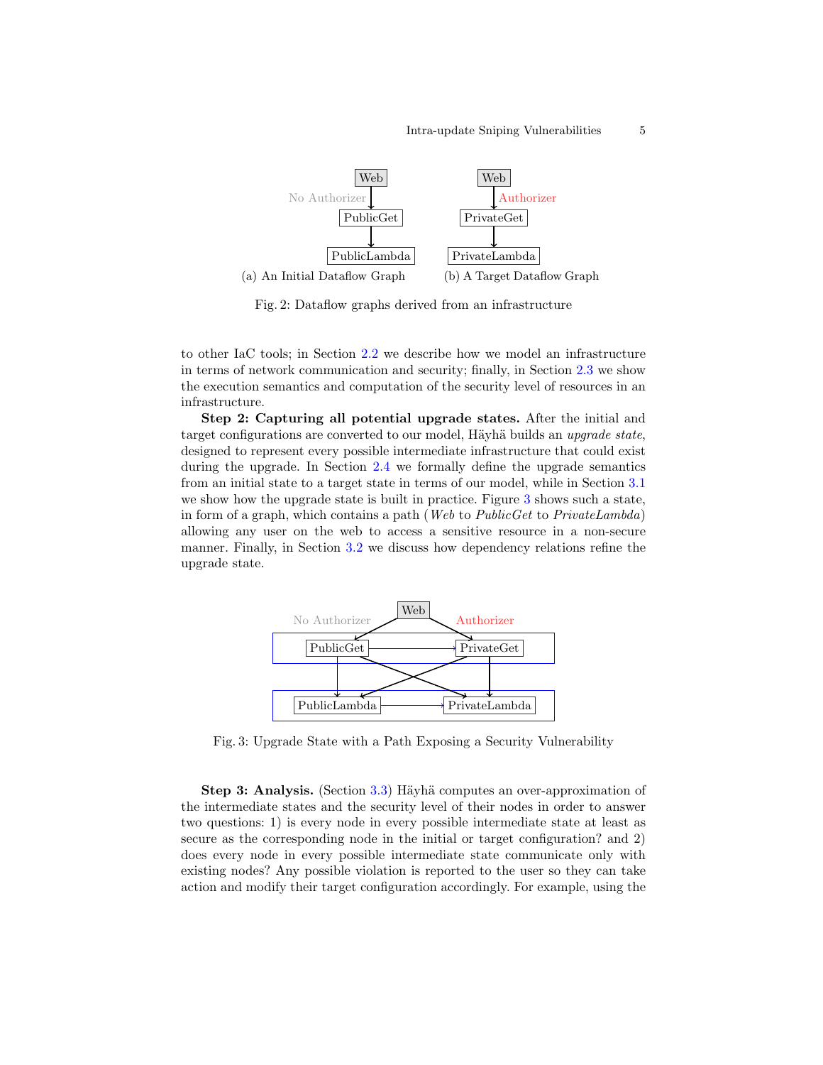Fig. 2: Dataflow graphs derived from an infrastructure

(a) An Initial Dataflow Graph

(b) A Target Dataflow Graph

to other IaC tools; in Section 2.2 we describe how we model an infrastructure in terms of network communication and security; finally, in Section 2.3 we show the execution semantics and computation of the security level of resources in an infrastructure.

**Step 2: Capturing all potential upgrade states.** After the initial and target configurations are converted to our model, Häyhä builds an *upgrade state*, designed to represent every possible intermediate infrastructure that could exist during the upgrade. In Section 2.4 we formally define the upgrade semantics from an initial state to a target state in terms of our model, while in Section 3.1 we show how the upgrade state is built in practice. Figure 3 shows such a state, in form of a graph, which contains a path (*Web* to *PublicGet* to *PrivateLambda*) allowing any user on the web to access a sensitive resource in a non-secure manner. Finally, in Section 3.2 we discuss how dependency relations refine the upgrade state.

Fig. 3: Upgrade State with a Path Exposing a Security Vulnerability

**Step 3: Analysis.** (Section 3.3) Häyhä computes an over-approximation of the intermediate states and the security level of their nodes in order to answer two questions: 1) is every node in every possible intermediate state at least as secure as the corresponding node in the initial or target configuration? and 2) does every node in every possible intermediate state communicate only with existing nodes? Any possible violation is reported to the user so they can take action and modify their target configuration accordingly. For example, using the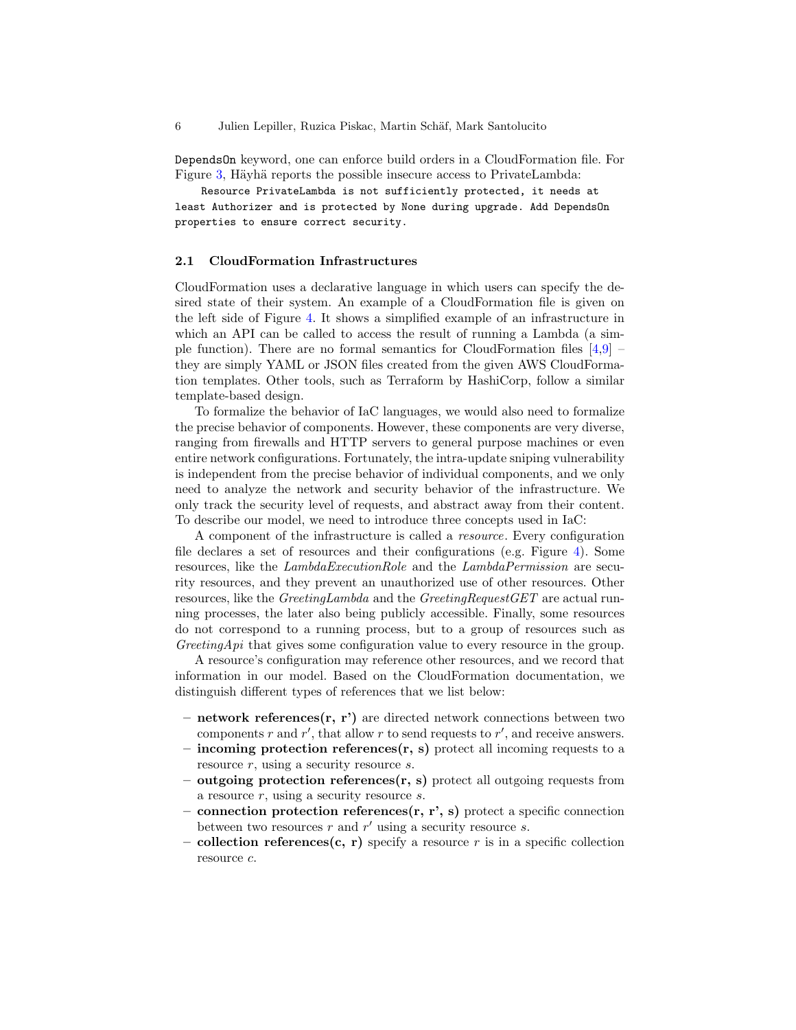`DependsOn` keyword, one can enforce build orders in a CloudFormation file. For Figure 3, Häyhä reports the possible insecure access to PrivateLambda:

```
Resource PrivateLambda is not sufficiently protected, it needs at
least Authorizer and is protected by None during upgrade. Add DependsOn
properties to ensure correct security.
```

### 2.1 CloudFormation Infrastructures

CloudFormation uses a declarative language in which users can specify the desired state of their system. An example of a CloudFormation file is given on the left side of Figure 4. It shows a simplified example of an infrastructure in which an API can be called to access the result of running a Lambda (a simple function). There are no formal semantics for CloudFormation files [4,9] – they are simply YAML or JSON files created from the given AWS CloudFormation templates. Other tools, such as Terraform by HashiCorp, follow a similar template-based design.

To formalize the behavior of IaC languages, we would also need to formalize the precise behavior of components. However, these components are very diverse, ranging from firewalls and HTTP servers to general purpose machines or even entire network configurations. Fortunately, the intra-update sniping vulnerability is independent from the precise behavior of individual components, and we only need to analyze the network and security behavior of the infrastructure. We only track the security level of requests, and abstract away from their content. To describe our model, we need to introduce three concepts used in IaC:

A component of the infrastructure is called a *resource*. Every configuration file declares a set of resources and their configurations (e.g. Figure 4). Some resources, like the *LambdaExecutionRole* and the *LambdaPermission* are security resources, and they prevent an unauthorized use of other resources. Other resources, like the *GreetingLambda* and the *GreetingRequestGET* are actual running processes, the later also being publicly accessible. Finally, some resources do not correspond to a running process, but to a group of resources such as *GreetingApi* that gives some configuration value to every resource in the group.

A resource's configuration may reference other resources, and we record that information in our model. Based on the CloudFormation documentation, we distinguish different types of references that we list below:

- **network references(r, r')** are directed network connections between two components $r$ and $r'$, that allow $r$ to send requests to $r'$, and receive answers.
- **incoming protection references(r, s)** protect all incoming requests to a resource $r$, using a security resource $s$.
- **outgoing protection references(r, s)** protect all outgoing requests from a resource $r$, using a security resource $s$.
- **connection protection references(r, r', s)** protect a specific connection between two resources $r$ and $r'$ using a security resource $s$.
- **collection references(c, r)** specify a resource $r$ is in a specific collection resource $c$.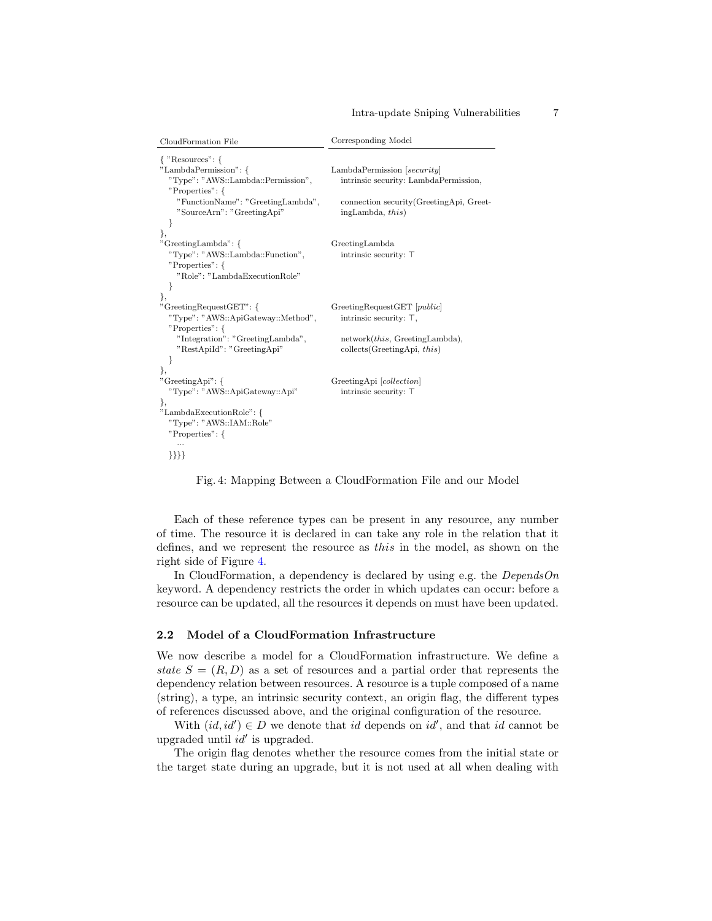| CloudFormation File | Corresponding Model |
| --- | --- |
| { "Resources": { | |
| "LambdaPermission": { | LambdaPermission [*security*] |
| "Type": "AWS::Lambda::Permission", | intrinsic security: LambdaPermission, |
| "Properties": { | |
| "FunctionName": "GreetingLambda", | connection security(GreetingApi, GreetingLambda, *this*) |
| "SourceArn": "GreetingApi" | |
| } | |
| }, | |
| "GreetingLambda": { | GreetingLambda |
| "Type": "AWS::Lambda::Function", | intrinsic security: ⊤ |
| "Properties": { | |
| "Role": "LambdaExecutionRole" | |
| } | |
| }, | |
| "GreetingRequestGET": { | GreetingRequestGET [*public*] |
| "Type": "AWS::ApiGateway::Method", | intrinsic security: ⊤, |
| "Properties": { | |
| "Integration": "GreetingLambda", | network(*this*, GreetingLambda), |
| "RestApiId": "GreetingApi" | collects(GreetingApi, *this*) |
| } | |
| }, | |
| "GreetingApi": { | GreetingApi [*collection*] |
| "Type": "AWS::ApiGateway::Api" | intrinsic security: ⊤ |
| }, | |
| "LambdaExecutionRole": { | |
| "Type": "AWS::IAM::Role" | |
| "Properties": { | |
| ... | |
| }}}} | |

Fig. 4: Mapping Between a CloudFormation File and our Model

Each of these reference types can be present in any resource, any number of time. The resource it is declared in can take any role in the relation that it defines, and we represent the resource as *this* in the model, as shown on the right side of Figure 4.

In CloudFormation, a dependency is declared by using e.g. the *DependsOn* keyword. A dependency restricts the order in which updates can occur: before a resource can be updated, all the resources it depends on must have been updated.

## 2.2 Model of a CloudFormation Infrastructure

We now describe a model for a CloudFormation infrastructure. We define a *state* $S = (R, D)$ as a set of resources and a partial order that represents the dependency relation between resources. A resource is a tuple composed of a name (string), a type, an intrinsic security context, an origin flag, the different types of references discussed above, and the original configuration of the resource.

With $(id, id') \in D$ we denote that $id$ depends on $id'$, and that $id$ cannot be upgraded until $id'$ is upgraded.

The origin flag denotes whether the resource comes from the initial state or the target state during an upgrade, but it is not used at all when dealing with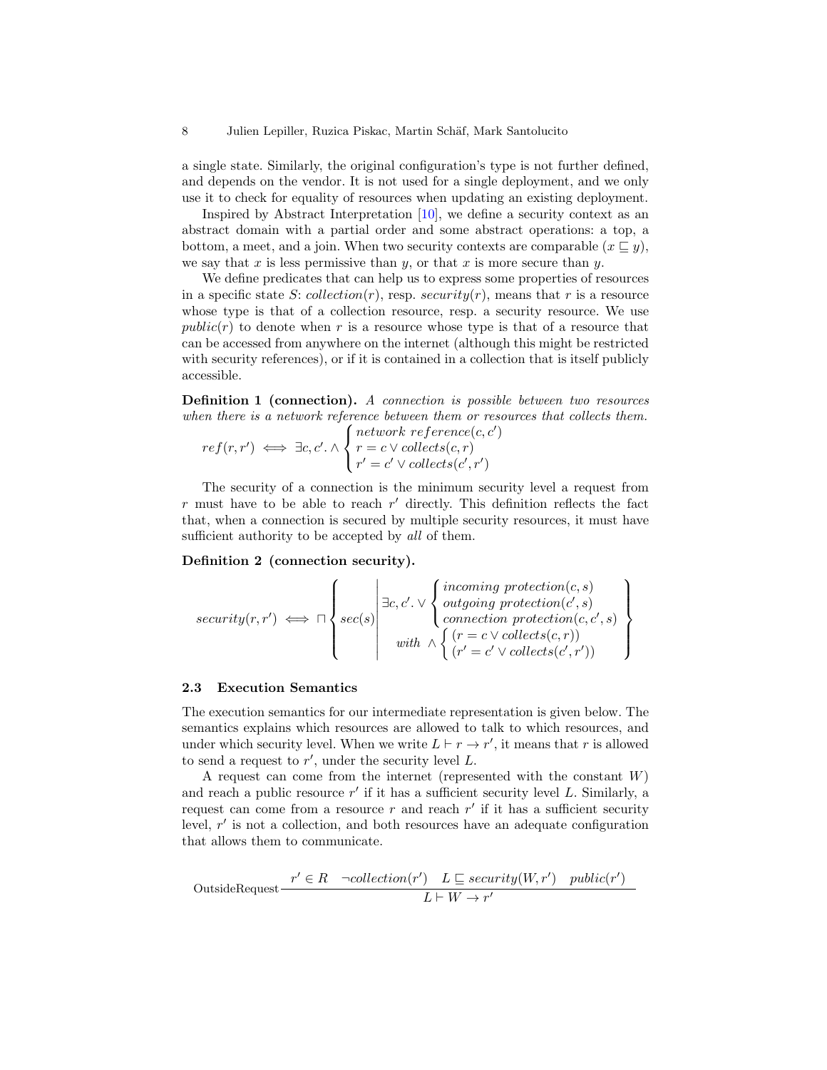a single state. Similarly, the original configuration's type is not further defined, and depends on the vendor. It is not used for a single deployment, and we only use it to check for equality of resources when updating an existing deployment.

Inspired by Abstract Interpretation [10], we define a security context as an abstract domain with a partial order and some abstract operations: a top, a bottom, a meet, and a join. When two security contexts are comparable ($x \sqsubseteq y$), we say that $x$ is less permissive than $y$, or that $x$ is more secure than $y$.

We define predicates that can help us to express some properties of resources in a specific state $S$: $collection(r)$, resp. $security(r)$, means that $r$ is a resource whose type is that of a collection resource, resp. a security resource. We use $public(r)$ to denote when $r$ is a resource whose type is that of a resource that can be accessed from anywhere on the internet (although this might be restricted with security references), or if it is contained in a collection that is itself publicly accessible.

**Definition 1 (connection).** *A connection is possible between two resources when there is a network reference between them or resources that collects them.*

$$ref(r, r') \iff \exists c, c'. \wedge \begin{cases} network\ reference(c, c') \\ r = c \vee collects(c, r) \\ r' = c' \vee collects(c', r') \end{cases}$$

The security of a connection is the minimum security level a request from $r$ must have to be able to reach $r'$ directly. This definition reflects the fact that, when a connection is secured by multiple security resources, it must have sufficient authority to be accepted by *all* of them.

**Definition 2 (connection security).**

$$security(r, r') \iff \sqcap \left\{ sec(s) \;\middle|\; \begin{array}{c} \exists c, c'. \vee \begin{cases} incoming\ protection(c, s) \\ outgoing\ protection(c', s) \\ connection\ protection(c, c', s) \end{cases} \\ with\ \wedge \begin{cases} (r = c \vee collects(c, r)) \\ (r' = c' \vee collects(c', r')) \end{cases} \end{array} \right\}$$

### 2.3 Execution Semantics

The execution semantics for our intermediate representation is given below. The semantics explains which resources are allowed to talk to which resources, and under which security level. When we write $L \vdash r \to r'$, it means that $r$ is allowed to send a request to $r'$, under the security level $L$.

A request can come from the internet (represented with the constant $W$) and reach a public resource $r'$ if it has a sufficient security level $L$. Similarly, a request can come from a resource $r$ and reach $r'$ if it has a sufficient security level, $r'$ is not a collection, and both resources have an adequate configuration that allows them to communicate.

$$\text{OutsideRequest}\ \frac{r' \in R \quad \neg collection(r') \quad L \sqsubseteq security(W, r') \quad public(r')}{L \vdash W \to r'}$$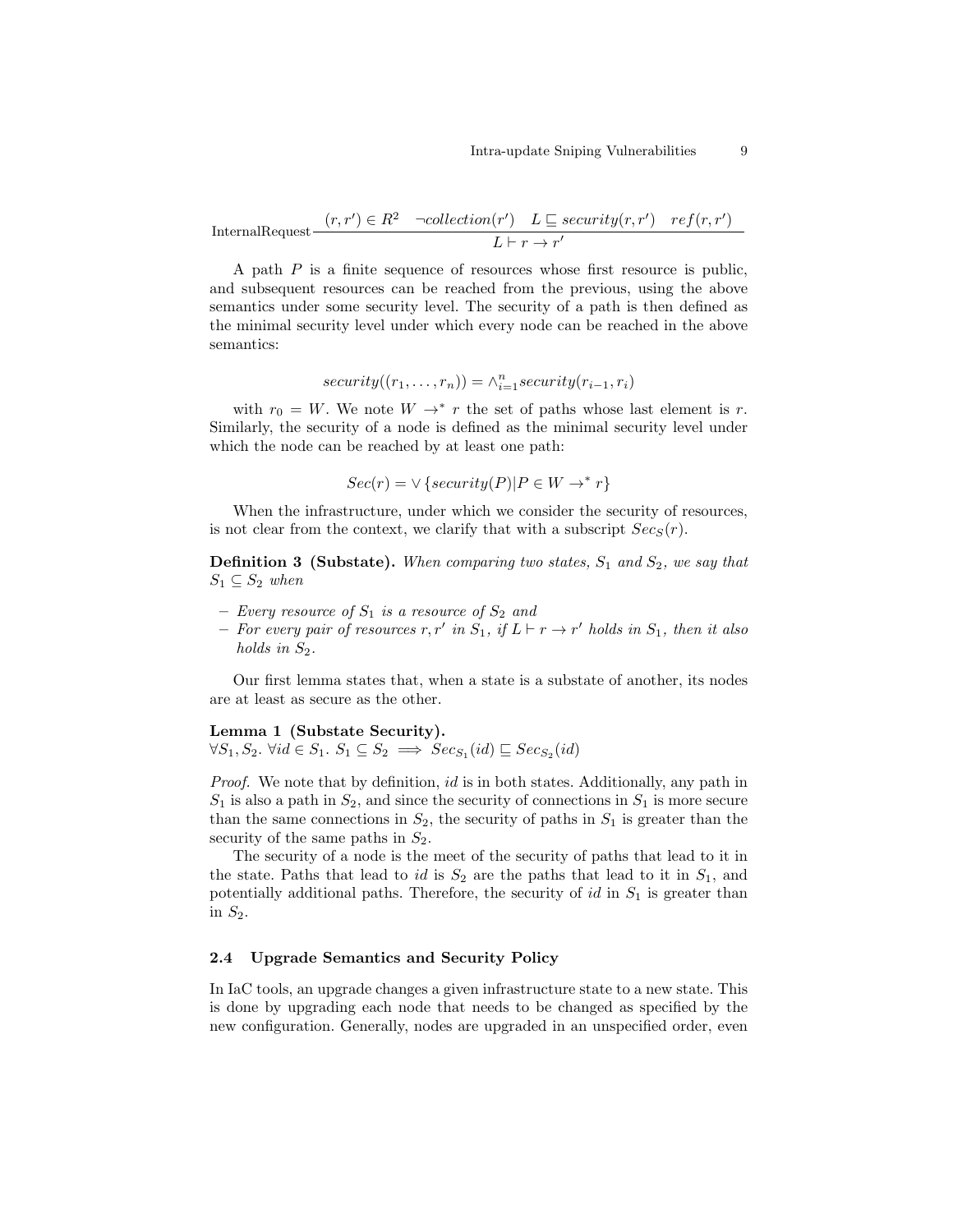$$\text{InternalRequest}\frac{(r, r') \in R^2 \quad \neg collection(r') \quad L \sqsubseteq security(r, r') \quad ref(r, r')}{L \vdash r \rightarrow r'}$$

A path $P$ is a finite sequence of resources whose first resource is public, and subsequent resources can be reached from the previous, using the above semantics under some security level. The security of a path is then defined as the minimal security level under which every node can be reached in the above semantics:

$$security((r_1, \ldots, r_n)) = \wedge_{i=1}^{n} security(r_{i-1}, r_i)$$

with $r_0 = W$. We note $W \rightarrow^* r$ the set of paths whose last element is $r$. Similarly, the security of a node is defined as the minimal security level under which the node can be reached by at least one path:

$$Sec(r) = \vee \{security(P) | P \in W \rightarrow^* r\}$$

When the infrastructure, under which we consider the security of resources, is not clear from the context, we clarify that with a subscript $Sec_S(r)$.

**Definition 3 (Substate).** *When comparing two states, $S_1$ and $S_2$, we say that $S_1 \subseteq S_2$ when*

- *Every resource of $S_1$ is a resource of $S_2$ and*
- *For every pair of resources $r, r'$ in $S_1$, if $L \vdash r \rightarrow r'$ holds in $S_1$, then it also holds in $S_2$.*

Our first lemma states that, when a state is a substate of another, its nodes are at least as secure as the other.

**Lemma 1 (Substate Security).**
$\forall S_1, S_2. \forall id \in S_1. S_1 \subseteq S_2 \implies Sec_{S_1}(id) \sqsubseteq Sec_{S_2}(id)$

*Proof.* We note that by definition, $id$ is in both states. Additionally, any path in $S_1$ is also a path in $S_2$, and since the security of connections in $S_1$ is more secure than the same connections in $S_2$, the security of paths in $S_1$ is greater than the security of the same paths in $S_2$.

The security of a node is the meet of the security of paths that lead to it in the state. Paths that lead to $id$ is $S_2$ are the paths that lead to it in $S_1$, and potentially additional paths. Therefore, the security of $id$ in $S_1$ is greater than in $S_2$.

### 2.4 Upgrade Semantics and Security Policy

In IaC tools, an upgrade changes a given infrastructure state to a new state. This is done by upgrading each node that needs to be changed as specified by the new configuration. Generally, nodes are upgraded in an unspecified order, even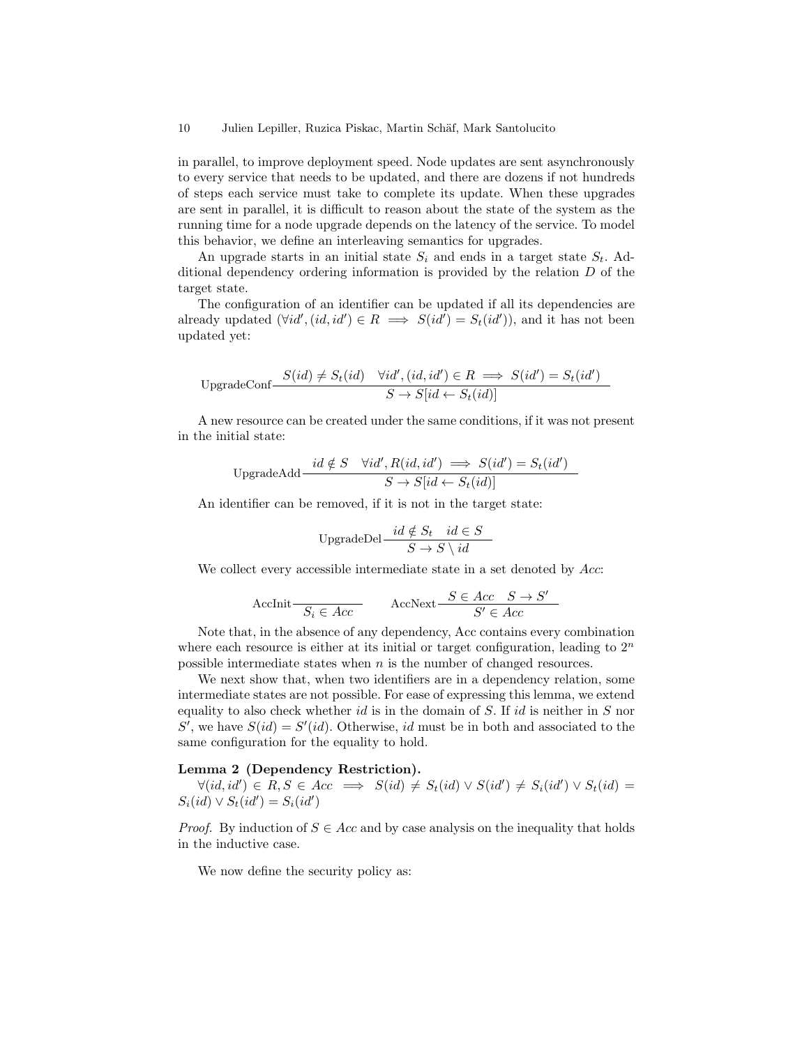in parallel, to improve deployment speed. Node updates are sent asynchronously to every service that needs to be updated, and there are dozens if not hundreds of steps each service must take to complete its update. When these upgrades are sent in parallel, it is difficult to reason about the state of the system as the running time for a node upgrade depends on the latency of the service. To model this behavior, we define an interleaving semantics for upgrades.

An upgrade starts in an initial state $S_i$ and ends in a target state $S_t$. Additional dependency ordering information is provided by the relation $D$ of the target state.

The configuration of an identifier can be updated if all its dependencies are already updated ($\forall id', (id, id') \in R \implies S(id') = S_t(id')$), and it has not been updated yet:

$$\text{UpgradeConf}\frac{S(id) \neq S_t(id) \quad \forall id', (id, id') \in R \implies S(id') = S_t(id')}{S \to S[id \leftarrow S_t(id)]}$$

A new resource can be created under the same conditions, if it was not present in the initial state:

$$\text{UpgradeAdd}\frac{id \notin S \quad \forall id', R(id, id') \implies S(id') = S_t(id')}{S \to S[id \leftarrow S_t(id)]}$$

An identifier can be removed, if it is not in the target state:

$$\text{UpgradeDel}\frac{id \notin S_t \quad id \in S}{S \to S \setminus id}$$

We collect every accessible intermediate state in a set denoted by $Acc$:

$$\text{AccInit}\frac{}{S_i \in Acc} \qquad \text{AccNext}\frac{S \in Acc \quad S \to S'}{S' \in Acc}$$

Note that, in the absence of any dependency, Acc contains every combination where each resource is either at its initial or target configuration, leading to $2^n$ possible intermediate states when $n$ is the number of changed resources.

We next show that, when two identifiers are in a dependency relation, some intermediate states are not possible. For ease of expressing this lemma, we extend equality to also check whether $id$ is in the domain of $S$. If $id$ is neither in $S$ nor $S'$, we have $S(id) = S'(id)$. Otherwise, $id$ must be in both and associated to the same configuration for the equality to hold.

**Lemma 2 (Dependency Restriction).**
$\forall (id, id') \in R, S \in Acc \implies S(id) \neq S_t(id) \vee S(id') \neq S_i(id') \vee S_t(id) = S_i(id) \vee S_t(id') = S_i(id')$

*Proof.* By induction of $S \in Acc$ and by case analysis on the inequality that holds in the inductive case.

We now define the security policy as: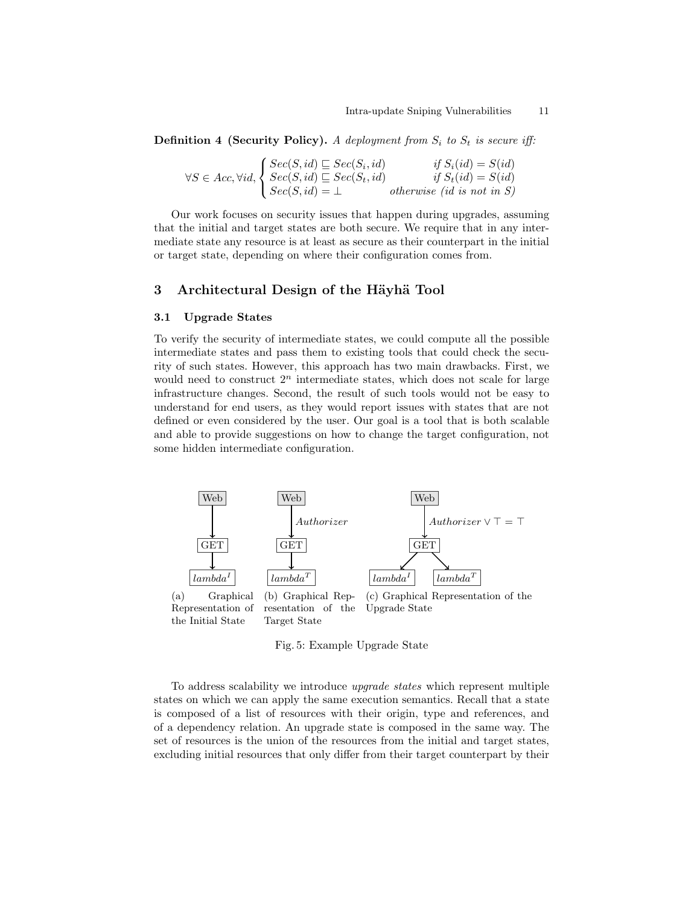**Definition 4 (Security Policy).** *A deployment from $S_i$ to $S_t$ is secure iff:*

$$\forall S \in Acc, \forall id, \begin{cases} Sec(S,id) \sqsubseteq Sec(S_i,id) & \text{if } S_i(id) = S(id) \\ Sec(S,id) \sqsubseteq Sec(S_t,id) & \text{if } S_t(id) = S(id) \\ Sec(S,id) = \bot & \text{otherwise (id is not in S)} \end{cases}$$

Our work focuses on security issues that happen during upgrades, assuming that the initial and target states are both secure. We require that in any intermediate state any resource is at least as secure as their counterpart in the initial or target state, depending on where their configuration comes from.

## 3 Architectural Design of the Häyhä Tool

### 3.1 Upgrade States

To verify the security of intermediate states, we could compute all the possible intermediate states and pass them to existing tools that could check the security of such states. However, this approach has two main drawbacks. First, we would need to construct $2^n$ intermediate states, which does not scale for large infrastructure changes. Second, the result of such tools would not be easy to understand for end users, as they would report issues with states that are not defined or even considered by the user. Our goal is a tool that is both scalable and able to provide suggestions on how to change the target configuration, not some hidden intermediate configuration.

(a) Graphical Representation of the Initial State (b) Graphical Representation of the Target State (c) Graphical Representation of the Upgrade State

Fig. 5: Example Upgrade State

To address scalability we introduce *upgrade states* which represent multiple states on which we can apply the same execution semantics. Recall that a state is composed of a list of resources with their origin, type and references, and of a dependency relation. An upgrade state is composed in the same way. The set of resources is the union of the resources from the initial and target states, excluding initial resources that only differ from their target counterpart by their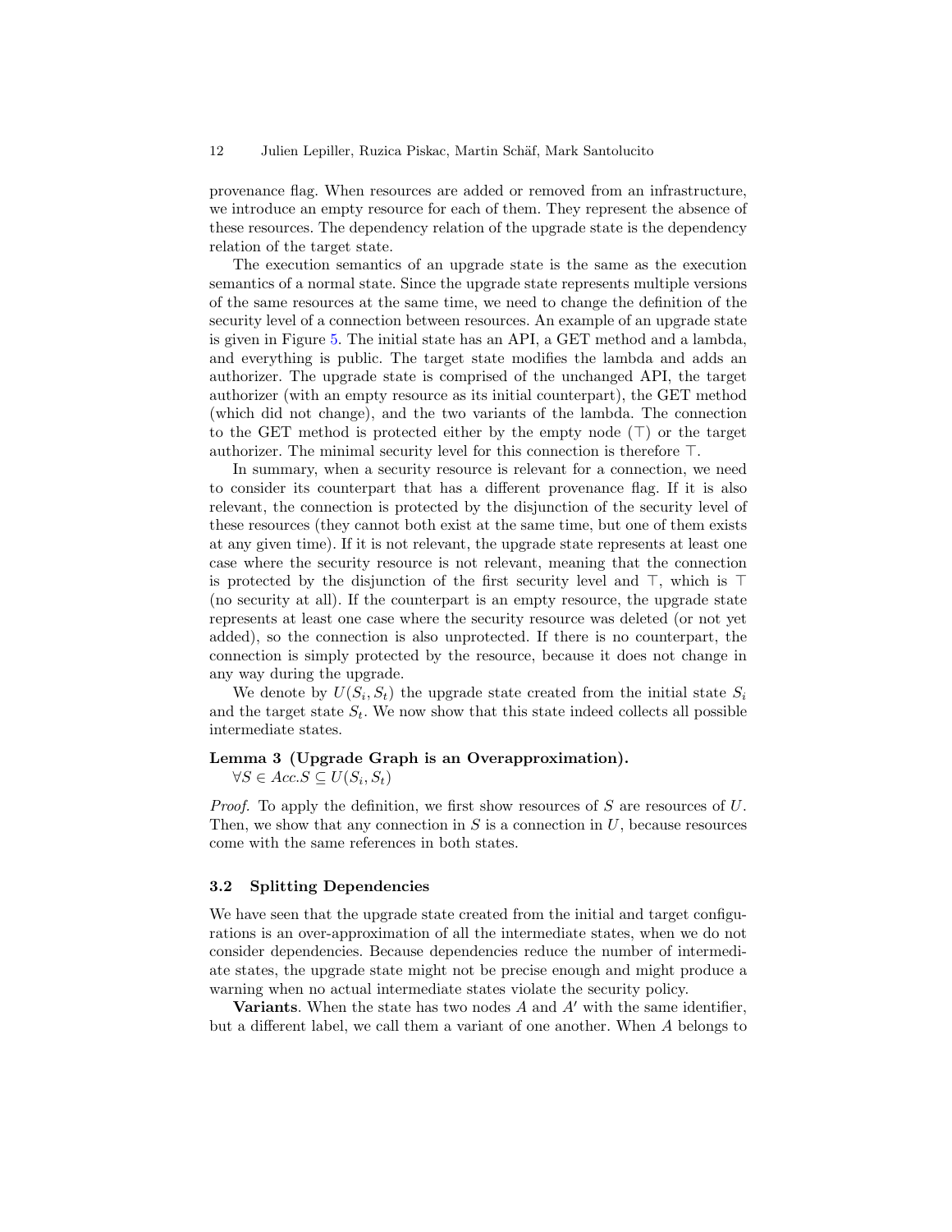provenance flag. When resources are added or removed from an infrastructure, we introduce an empty resource for each of them. They represent the absence of these resources. The dependency relation of the upgrade state is the dependency relation of the target state.

The execution semantics of an upgrade state is the same as the execution semantics of a normal state. Since the upgrade state represents multiple versions of the same resources at the same time, we need to change the definition of the security level of a connection between resources. An example of an upgrade state is given in Figure 5. The initial state has an API, a GET method and a lambda, and everything is public. The target state modifies the lambda and adds an authorizer. The upgrade state is comprised of the unchanged API, the target authorizer (with an empty resource as its initial counterpart), the GET method (which did not change), and the two variants of the lambda. The connection to the GET method is protected either by the empty node ($\top$) or the target authorizer. The minimal security level for this connection is therefore $\top$.

In summary, when a security resource is relevant for a connection, we need to consider its counterpart that has a different provenance flag. If it is also relevant, the connection is protected by the disjunction of the security level of these resources (they cannot both exist at the same time, but one of them exists at any given time). If it is not relevant, the upgrade state represents at least one case where the security resource is not relevant, meaning that the connection is protected by the disjunction of the first security level and $\top$, which is $\top$ (no security at all). If the counterpart is an empty resource, the upgrade state represents at least one case where the security resource was deleted (or not yet added), so the connection is also unprotected. If there is no counterpart, the connection is simply protected by the resource, because it does not change in any way during the upgrade.

We denote by $U(S_i, S_t)$ the upgrade state created from the initial state $S_i$ and the target state $S_t$. We now show that this state indeed collects all possible intermediate states.

**Lemma 3 (Upgrade Graph is an Overapproximation).**
$\forall S \in Acc.S \subseteq U(S_i, S_t)$

*Proof.* To apply the definition, we first show resources of $S$ are resources of $U$. Then, we show that any connection in $S$ is a connection in $U$, because resources come with the same references in both states.

### 3.2 Splitting Dependencies

We have seen that the upgrade state created from the initial and target configurations is an over-approximation of all the intermediate states, when we do not consider dependencies. Because dependencies reduce the number of intermediate states, the upgrade state might not be precise enough and might produce a warning when no actual intermediate states violate the security policy.

**Variants**. When the state has two nodes $A$ and $A'$ with the same identifier, but a different label, we call them a variant of one another. When $A$ belongs to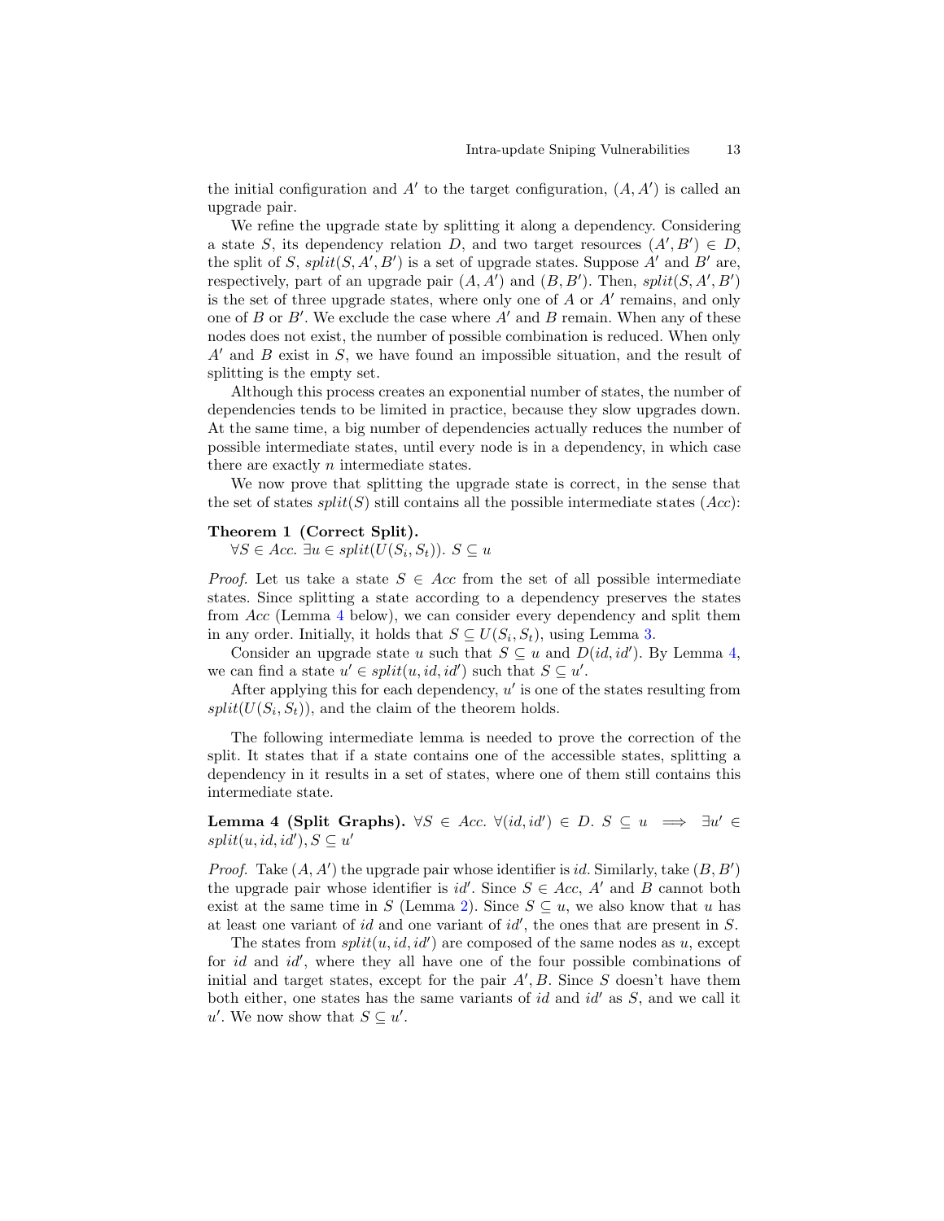the initial configuration and $A'$ to the target configuration, $(A, A')$ is called an upgrade pair.

We refine the upgrade state by splitting it along a dependency. Considering a state $S$, its dependency relation $D$, and two target resources $(A', B') \in D$, the split of $S$, $split(S, A', B')$ is a set of upgrade states. Suppose $A'$ and $B'$ are, respectively, part of an upgrade pair $(A, A')$ and $(B, B')$. Then, $split(S, A', B')$ is the set of three upgrade states, where only one of $A$ or $A'$ remains, and only one of $B$ or $B'$. We exclude the case where $A'$ and $B$ remain. When any of these nodes does not exist, the number of possible combination is reduced. When only $A'$ and $B$ exist in $S$, we have found an impossible situation, and the result of splitting is the empty set.

Although this process creates an exponential number of states, the number of dependencies tends to be limited in practice, because they slow upgrades down. At the same time, a big number of dependencies actually reduces the number of possible intermediate states, until every node is in a dependency, in which case there are exactly $n$ intermediate states.

We now prove that splitting the upgrade state is correct, in the sense that the set of states $split(S)$ still contains all the possible intermediate states ($Acc$):

**Theorem 1 (Correct Split).**
$\forall S \in Acc.\ \exists u \in split(U(S_i, S_t)).\ S \subseteq u$

*Proof.* Let us take a state $S \in Acc$ from the set of all possible intermediate states. Since splitting a state according to a dependency preserves the states from $Acc$ (Lemma 4 below), we can consider every dependency and split them in any order. Initially, it holds that $S \subseteq U(S_i, S_t)$, using Lemma 3.

Consider an upgrade state $u$ such that $S \subseteq u$ and $D(id, id')$. By Lemma 4, we can find a state $u' \in split(u, id, id')$ such that $S \subseteq u'$.

After applying this for each dependency, $u'$ is one of the states resulting from $split(U(S_i, S_t))$, and the claim of the theorem holds.

The following intermediate lemma is needed to prove the correction of the split. It states that if a state contains one of the accessible states, splitting a dependency in it results in a set of states, where one of them still contains this intermediate state.

**Lemma 4 (Split Graphs).** $\forall S \in Acc.\ \forall (id, id') \in D.\ S \subseteq u \implies \exists u' \in split(u, id, id'), S \subseteq u'$

*Proof.* Take $(A, A')$ the upgrade pair whose identifier is $id$. Similarly, take $(B, B')$ the upgrade pair whose identifier is $id'$. Since $S \in Acc$, $A'$ and $B$ cannot both exist at the same time in $S$ (Lemma 2). Since $S \subseteq u$, we also know that $u$ has at least one variant of $id$ and one variant of $id'$, the ones that are present in $S$.

The states from $split(u, id, id')$ are composed of the same nodes as $u$, except for $id$ and $id'$, where they all have one of the four possible combinations of initial and target states, except for the pair $A', B$. Since $S$ doesn't have them both either, one states has the same variants of $id$ and $id'$ as $S$, and we call it $u'$. We now show that $S \subseteq u'$.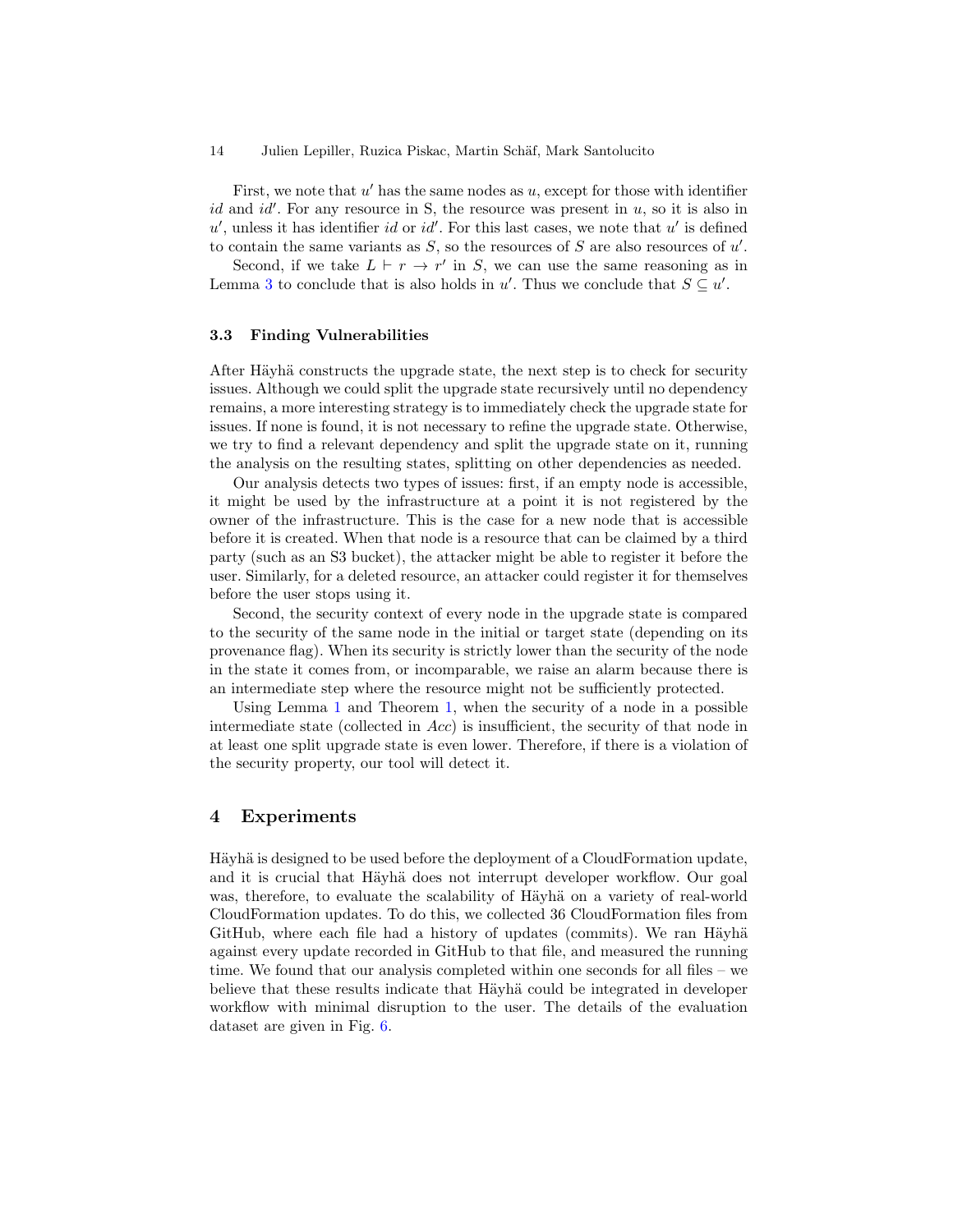First, we note that $u'$ has the same nodes as $u$, except for those with identifier $id$ and $id'$. For any resource in S, the resource was present in $u$, so it is also in $u'$, unless it has identifier $id$ or $id'$. For this last cases, we note that $u'$ is defined to contain the same variants as $S$, so the resources of $S$ are also resources of $u'$.

Second, if we take $L \vdash r \rightarrow r'$ in $S$, we can use the same reasoning as in Lemma 3 to conclude that is also holds in $u'$. Thus we conclude that $S \subseteq u'$.

### 3.3 Finding Vulnerabilities

After Häyhä constructs the upgrade state, the next step is to check for security issues. Although we could split the upgrade state recursively until no dependency remains, a more interesting strategy is to immediately check the upgrade state for issues. If none is found, it is not necessary to refine the upgrade state. Otherwise, we try to find a relevant dependency and split the upgrade state on it, running the analysis on the resulting states, splitting on other dependencies as needed.

Our analysis detects two types of issues: first, if an empty node is accessible, it might be used by the infrastructure at a point it is not registered by the owner of the infrastructure. This is the case for a new node that is accessible before it is created. When that node is a resource that can be claimed by a third party (such as an S3 bucket), the attacker might be able to register it before the user. Similarly, for a deleted resource, an attacker could register it for themselves before the user stops using it.

Second, the security context of every node in the upgrade state is compared to the security of the same node in the initial or target state (depending on its provenance flag). When its security is strictly lower than the security of the node in the state it comes from, or incomparable, we raise an alarm because there is an intermediate step where the resource might not be sufficiently protected.

Using Lemma 1 and Theorem 1, when the security of a node in a possible intermediate state (collected in $Acc$) is insufficient, the security of that node in at least one split upgrade state is even lower. Therefore, if there is a violation of the security property, our tool will detect it.

## 4 Experiments

Häyhä is designed to be used before the deployment of a CloudFormation update, and it is crucial that Häyhä does not interrupt developer workflow. Our goal was, therefore, to evaluate the scalability of Häyhä on a variety of real-world CloudFormation updates. To do this, we collected 36 CloudFormation files from GitHub, where each file had a history of updates (commits). We ran Häyhä against every update recorded in GitHub to that file, and measured the running time. We found that our analysis completed within one seconds for all files – we believe that these results indicate that Häyhä could be integrated in developer workflow with minimal disruption to the user. The details of the evaluation dataset are given in Fig. 6.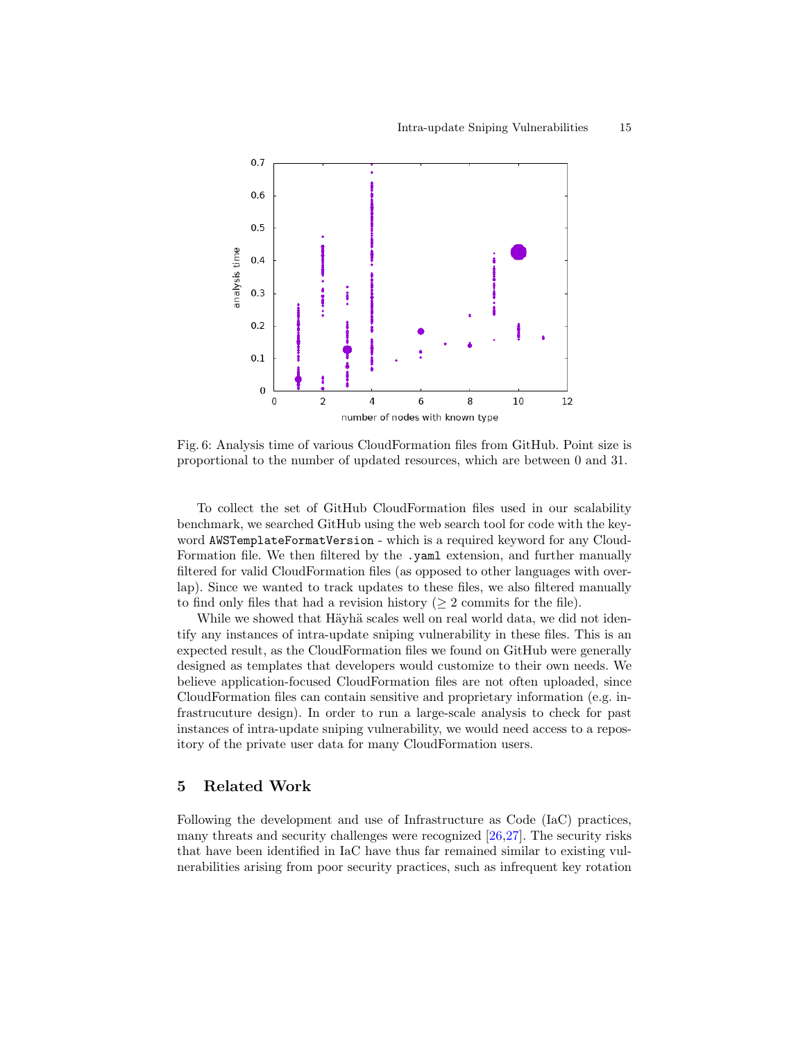Fig. 6: Analysis time of various CloudFormation files from GitHub. Point size is proportional to the number of updated resources, which are between 0 and 31.

To collect the set of GitHub CloudFormation files used in our scalability benchmark, we searched GitHub using the web search tool for code with the keyword `AWSTemplateFormatVersion` - which is a required keyword for any CloudFormation file. We then filtered by the `.yaml` extension, and further manually filtered for valid CloudFormation files (as opposed to other languages with overlap). Since we wanted to track updates to these files, we also filtered manually to find only files that had a revision history ($\geq 2$ commits for the file).

While we showed that Häyhä scales well on real world data, we did not identify any instances of intra-update sniping vulnerability in these files. This is an expected result, as the CloudFormation files we found on GitHub were generally designed as templates that developers would customize to their own needs. We believe application-focused CloudFormation files are not often uploaded, since CloudFormation files can contain sensitive and proprietary information (e.g. infrastrucuture design). In order to run a large-scale analysis to check for past instances of intra-update sniping vulnerability, we would need access to a repository of the private user data for many CloudFormation users.

## 5 Related Work

Following the development and use of Infrastructure as Code (IaC) practices, many threats and security challenges were recognized [26,27]. The security risks that have been identified in IaC have thus far remained similar to existing vulnerabilities arising from poor security practices, such as infrequent key rotation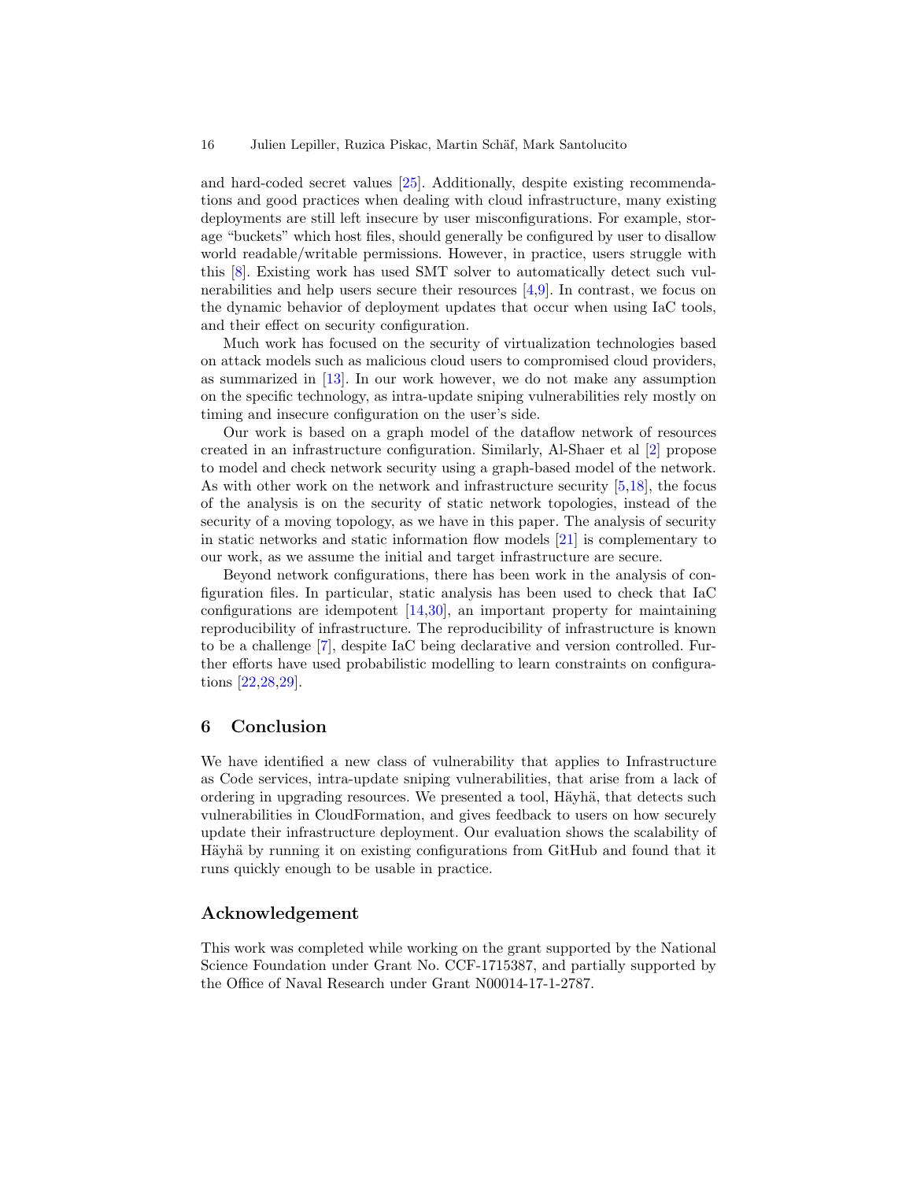and hard-coded secret values [25]. Additionally, despite existing recommendations and good practices when dealing with cloud infrastructure, many existing deployments are still left insecure by user misconfigurations. For example, storage "buckets" which host files, should generally be configured by user to disallow world readable/writable permissions. However, in practice, users struggle with this [8]. Existing work has used SMT solver to automatically detect such vulnerabilities and help users secure their resources [4,9]. In contrast, we focus on the dynamic behavior of deployment updates that occur when using IaC tools, and their effect on security configuration.

Much work has focused on the security of virtualization technologies based on attack models such as malicious cloud users to compromised cloud providers, as summarized in [13]. In our work however, we do not make any assumption on the specific technology, as intra-update sniping vulnerabilities rely mostly on timing and insecure configuration on the user's side.

Our work is based on a graph model of the dataflow network of resources created in an infrastructure configuration. Similarly, Al-Shaer et al [2] propose to model and check network security using a graph-based model of the network. As with other work on the network and infrastructure security [5,18], the focus of the analysis is on the security of static network topologies, instead of the security of a moving topology, as we have in this paper. The analysis of security in static networks and static information flow models [21] is complementary to our work, as we assume the initial and target infrastructure are secure.

Beyond network configurations, there has been work in the analysis of configuration files. In particular, static analysis has been used to check that IaC configurations are idempotent [14,30], an important property for maintaining reproducibility of infrastructure. The reproducibility of infrastructure is known to be a challenge [7], despite IaC being declarative and version controlled. Further efforts have used probabilistic modelling to learn constraints on configurations [22,28,29].

## 6 Conclusion

We have identified a new class of vulnerability that applies to Infrastructure as Code services, intra-update sniping vulnerabilities, that arise from a lack of ordering in upgrading resources. We presented a tool, Häyhä, that detects such vulnerabilities in CloudFormation, and gives feedback to users on how securely update their infrastructure deployment. Our evaluation shows the scalability of Häyhä by running it on existing configurations from GitHub and found that it runs quickly enough to be usable in practice.

## Acknowledgement

This work was completed while working on the grant supported by the National Science Foundation under Grant No. CCF-1715387, and partially supported by the Office of Naval Research under Grant N00014-17-1-2787.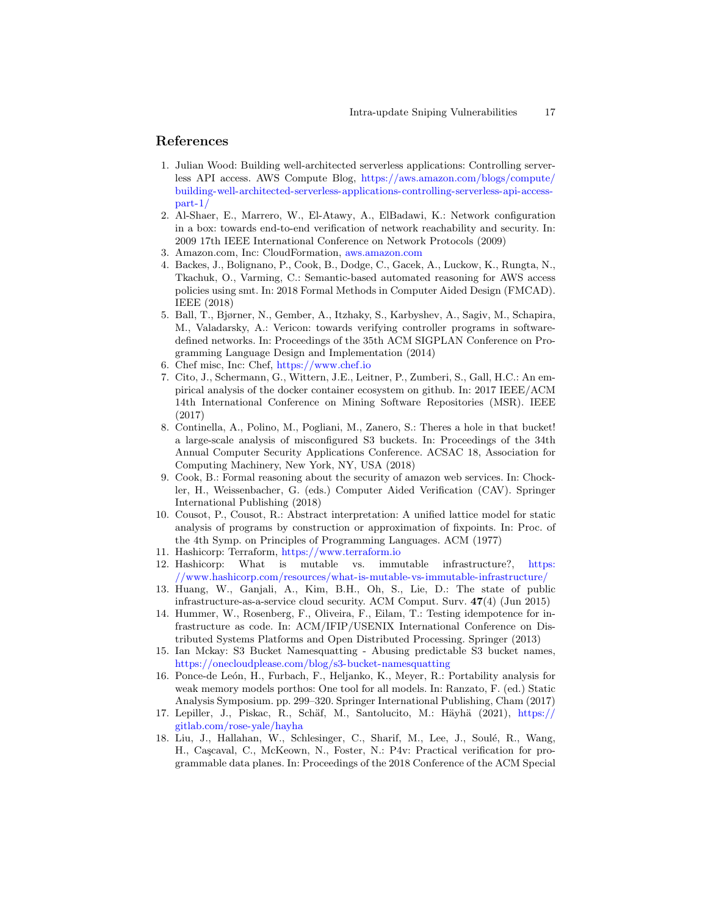## References

1. Julian Wood: Building well-architected serverless applications: Controlling serverless API access. AWS Compute Blog, https://aws.amazon.com/blogs/compute/building-well-architected-serverless-applications-controlling-serverless-api-access-part-1/
2. Al-Shaer, E., Marrero, W., El-Atawy, A., ElBadawi, K.: Network configuration in a box: towards end-to-end verification of network reachability and security. In: 2009 17th IEEE International Conference on Network Protocols (2009)
3. Amazon.com, Inc: CloudFormation, aws.amazon.com
4. Backes, J., Bolignano, P., Cook, B., Dodge, C., Gacek, A., Luckow, K., Rungta, N., Tkachuk, O., Varming, C.: Semantic-based automated reasoning for AWS access policies using smt. In: 2018 Formal Methods in Computer Aided Design (FMCAD). IEEE (2018)
5. Ball, T., Bjørner, N., Gember, A., Itzhaky, S., Karbyshev, A., Sagiv, M., Schapira, M., Valadarsky, A.: Vericon: towards verifying controller programs in software-defined networks. In: Proceedings of the 35th ACM SIGPLAN Conference on Programming Language Design and Implementation (2014)
6. Chef misc, Inc: Chef, https://www.chef.io
7. Cito, J., Schermann, G., Wittern, J.E., Leitner, P., Zumberi, S., Gall, H.C.: An empirical analysis of the docker container ecosystem on github. In: 2017 IEEE/ACM 14th International Conference on Mining Software Repositories (MSR). IEEE (2017)
8. Continella, A., Polino, M., Pogliani, M., Zanero, S.: Theres a hole in that bucket! a large-scale analysis of misconfigured S3 buckets. In: Proceedings of the 34th Annual Computer Security Applications Conference. ACSAC 18, Association for Computing Machinery, New York, NY, USA (2018)
9. Cook, B.: Formal reasoning about the security of amazon web services. In: Chockler, H., Weissenbacher, G. (eds.) Computer Aided Verification (CAV). Springer International Publishing (2018)
10. Cousot, P., Cousot, R.: Abstract interpretation: A unified lattice model for static analysis of programs by construction or approximation of fixpoints. In: Proc. of the 4th Symp. on Principles of Programming Languages. ACM (1977)
11. Hashicorp: Terraform, https://www.terraform.io
12. Hashicorp: What is mutable vs. immutable infrastructure?, https://www.hashicorp.com/resources/what-is-mutable-vs-immutable-infrastructure/
13. Huang, W., Ganjali, A., Kim, B.H., Oh, S., Lie, D.: The state of public infrastructure-as-a-service cloud security. ACM Comput. Surv. **47**(4) (Jun 2015)
14. Hummer, W., Rosenberg, F., Oliveira, F., Eilam, T.: Testing idempotence for infrastructure as code. In: ACM/IFIP/USENIX International Conference on Distributed Systems Platforms and Open Distributed Processing. Springer (2013)
15. Ian Mckay: S3 Bucket Namesquatting - Abusing predictable S3 bucket names, https://onecloudplease.com/blog/s3-bucket-namesquatting
16. Ponce-de León, H., Furbach, F., Heljanko, K., Meyer, R.: Portability analysis for weak memory models porthos: One tool for all models. In: Ranzato, F. (ed.) Static Analysis Symposium. pp. 299–320. Springer International Publishing, Cham (2017)
17. Lepiller, J., Piskac, R., Schäf, M., Santolucito, M.: Häyhä (2021), https://gitlab.com/rose-yale/hayha
18. Liu, J., Hallahan, W., Schlesinger, C., Sharif, M., Lee, J., Soulé, R., Wang, H., Caşcaval, C., McKeown, N., Foster, N.: P4v: Practical verification for programmable data planes. In: Proceedings of the 2018 Conference of the ACM Special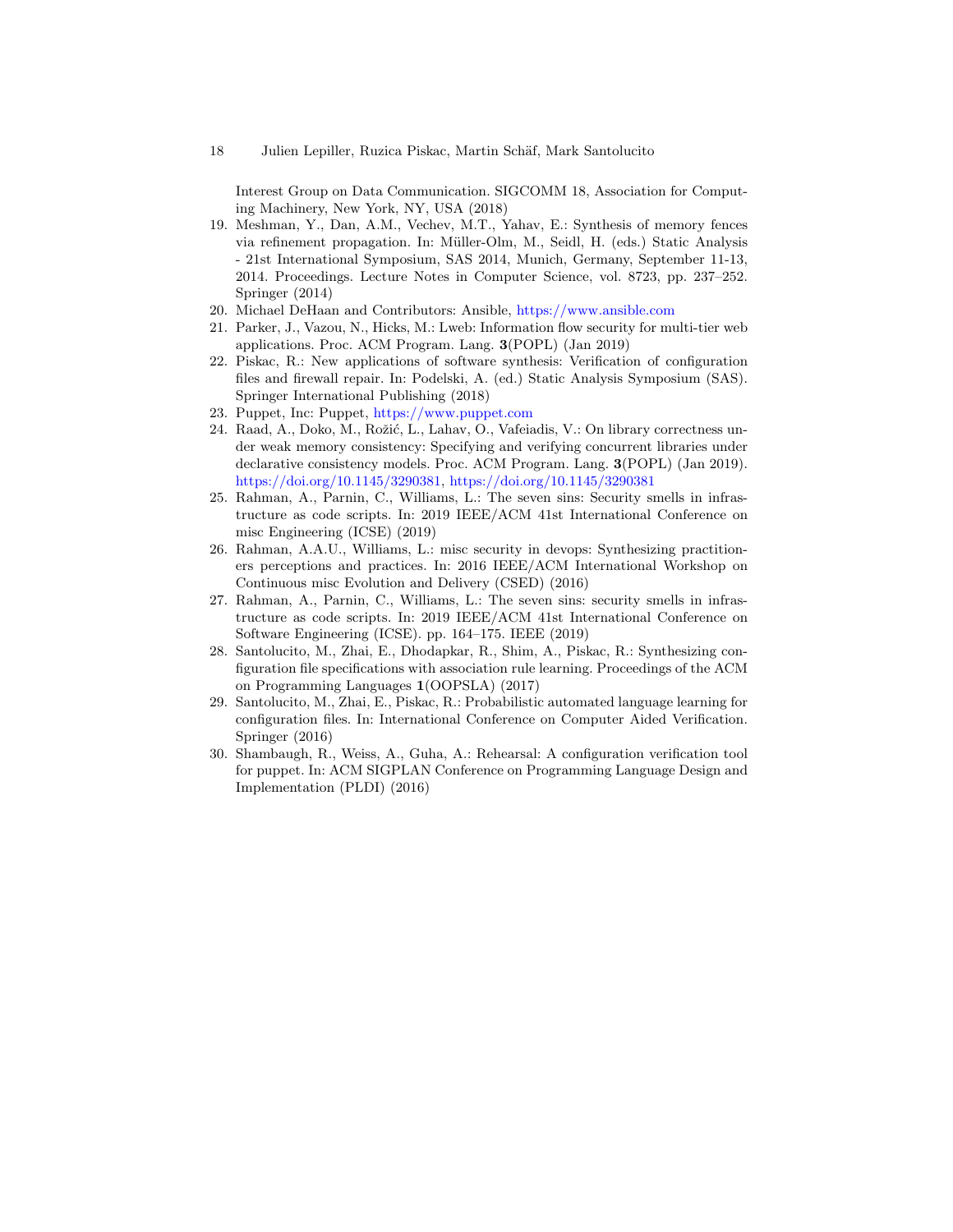Interest Group on Data Communication. SIGCOMM 18, Association for Computing Machinery, New York, NY, USA (2018)

19. Meshman, Y., Dan, A.M., Vechev, M.T., Yahav, E.: Synthesis of memory fences via refinement propagation. In: Müller-Olm, M., Seidl, H. (eds.) Static Analysis - 21st International Symposium, SAS 2014, Munich, Germany, September 11-13, 2014. Proceedings. Lecture Notes in Computer Science, vol. 8723, pp. 237–252. Springer (2014)
20. Michael DeHaan and Contributors: Ansible, https://www.ansible.com
21. Parker, J., Vazou, N., Hicks, M.: Lweb: Information flow security for multi-tier web applications. Proc. ACM Program. Lang. **3**(POPL) (Jan 2019)
22. Piskac, R.: New applications of software synthesis: Verification of configuration files and firewall repair. In: Podelski, A. (ed.) Static Analysis Symposium (SAS). Springer International Publishing (2018)
23. Puppet, Inc: Puppet, https://www.puppet.com
24. Raad, A., Doko, M., Rožić, L., Lahav, O., Vafeiadis, V.: On library correctness under weak memory consistency: Specifying and verifying concurrent libraries under declarative consistency models. Proc. ACM Program. Lang. **3**(POPL) (Jan 2019). https://doi.org/10.1145/3290381, https://doi.org/10.1145/3290381
25. Rahman, A., Parnin, C., Williams, L.: The seven sins: Security smells in infrastructure as code scripts. In: 2019 IEEE/ACM 41st International Conference on misc Engineering (ICSE) (2019)
26. Rahman, A.A.U., Williams, L.: misc security in devops: Synthesizing practitioners perceptions and practices. In: 2016 IEEE/ACM International Workshop on Continuous misc Evolution and Delivery (CSED) (2016)
27. Rahman, A., Parnin, C., Williams, L.: The seven sins: security smells in infrastructure as code scripts. In: 2019 IEEE/ACM 41st International Conference on Software Engineering (ICSE). pp. 164–175. IEEE (2019)
28. Santolucito, M., Zhai, E., Dhodapkar, R., Shim, A., Piskac, R.: Synthesizing configuration file specifications with association rule learning. Proceedings of the ACM on Programming Languages **1**(OOPSLA) (2017)
29. Santolucito, M., Zhai, E., Piskac, R.: Probabilistic automated language learning for configuration files. In: International Conference on Computer Aided Verification. Springer (2016)
30. Shambaugh, R., Weiss, A., Guha, A.: Rehearsal: A configuration verification tool for puppet. In: ACM SIGPLAN Conference on Programming Language Design and Implementation (PLDI) (2016)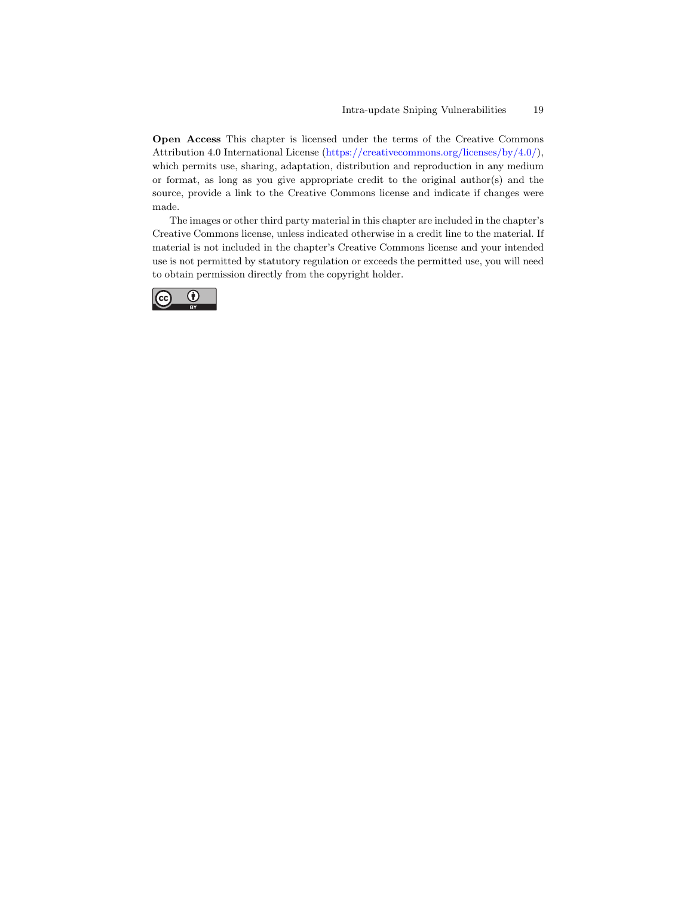**Open Access** This chapter is licensed under the terms of the Creative Commons Attribution 4.0 International License (https://creativecommons.org/licenses/by/4.0/), which permits use, sharing, adaptation, distribution and reproduction in any medium or format, as long as you give appropriate credit to the original author(s) and the source, provide a link to the Creative Commons license and indicate if changes were made.

The images or other third party material in this chapter are included in the chapter's Creative Commons license, unless indicated otherwise in a credit line to the material. If material is not included in the chapter's Creative Commons license and your intended use is not permitted by statutory regulation or exceeds the permitted use, you will need to obtain permission directly from the copyright holder.